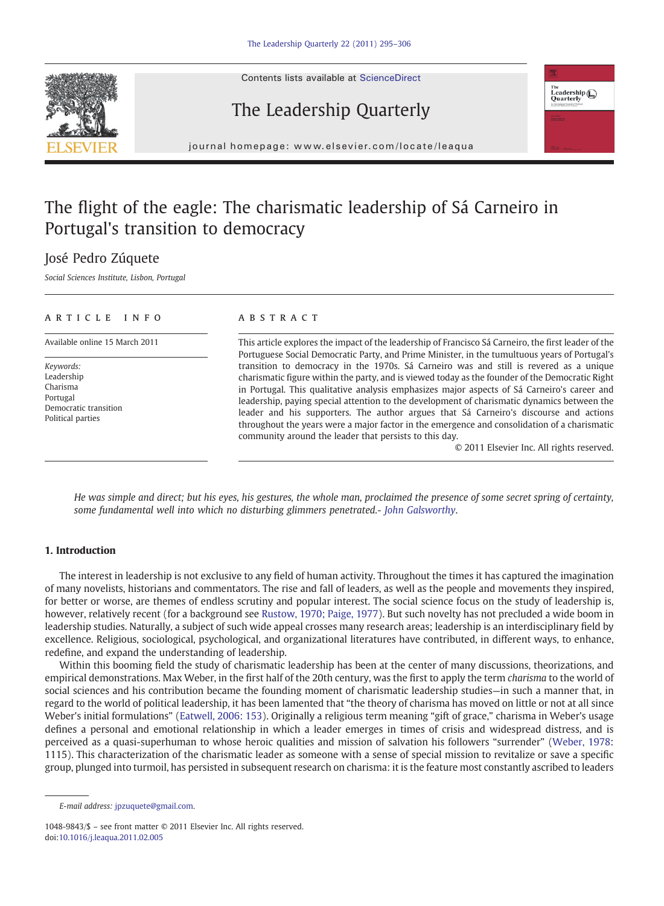# The flight of the eagle: The charismatic leadership of Sá Carneiro in Portugal's transition to democracy

José Pedro Zúquete

*Social Sciences Institute, Lisbon, Portugal*

## ARTICLE INFO

Available online 15 March 2011

*Keywords:*
Leadership
Charisma
Portugal
Democratic transition
Political parties

## ABSTRACT

This article explores the impact of the leadership of Francisco Sá Carneiro, the first leader of the Portuguese Social Democratic Party, and Prime Minister, in the tumultuous years of Portugal's transition to democracy in the 1970s. Sá Carneiro was and still is revered as a unique charismatic figure within the party, and is viewed today as the founder of the Democratic Right in Portugal. This qualitative analysis emphasizes major aspects of Sá Carneiro's career and leadership, paying special attention to the development of charismatic dynamics between the leader and his supporters. The author argues that Sá Carneiro's discourse and actions throughout the years were a major factor in the emergence and consolidation of a charismatic community around the leader that persists to this day.

© 2011 Elsevier Inc. All rights reserved.

*He was simple and direct; but his eyes, his gestures, the whole man, proclaimed the presence of some secret spring of certainty, some fundamental well into which no disturbing glimmers penetrated.- John Galsworthy.*

## 1. Introduction

The interest in leadership is not exclusive to any field of human activity. Throughout the times it has captured the imagination of many novelists, historians and commentators. The rise and fall of leaders, as well as the people and movements they inspired, for better or worse, are themes of endless scrutiny and popular interest. The social science focus on the study of leadership is, however, relatively recent (for a background see Rustow, 1970; Paige, 1977). But such novelty has not precluded a wide boom in leadership studies. Naturally, a subject of such wide appeal crosses many research areas; leadership is an interdisciplinary field by excellence. Religious, sociological, psychological, and organizational literatures have contributed, in different ways, to enhance, redefine, and expand the understanding of leadership.

Within this booming field the study of charismatic leadership has been at the center of many discussions, theorizations, and empirical demonstrations. Max Weber, in the first half of the 20th century, was the first to apply the term *charisma* to the world of social sciences and his contribution became the founding moment of charismatic leadership studies—in such a manner that, in regard to the world of political leadership, it has been lamented that "the theory of charisma has moved on little or not at all since Weber's initial formulations" (Eatwell, 2006: 153). Originally a religious term meaning "gift of grace," charisma in Weber's usage defines a personal and emotional relationship in which a leader emerges in times of crisis and widespread distress, and is perceived as a quasi-superhuman to whose heroic qualities and mission of salvation his followers "surrender" (Weber, 1978: 1115). This characterization of the charismatic leader as someone with a sense of special mission to revitalize or save a specific group, plunged into turmoil, has persisted in subsequent research on charisma: it is the feature most constantly ascribed to leaders

---

*E-mail address:* jpzuquete@gmail.com.

1048-9843/$ – see front matter © 2011 Elsevier Inc. All rights reserved.
doi:10.1016/j.leaqua.2011.02.005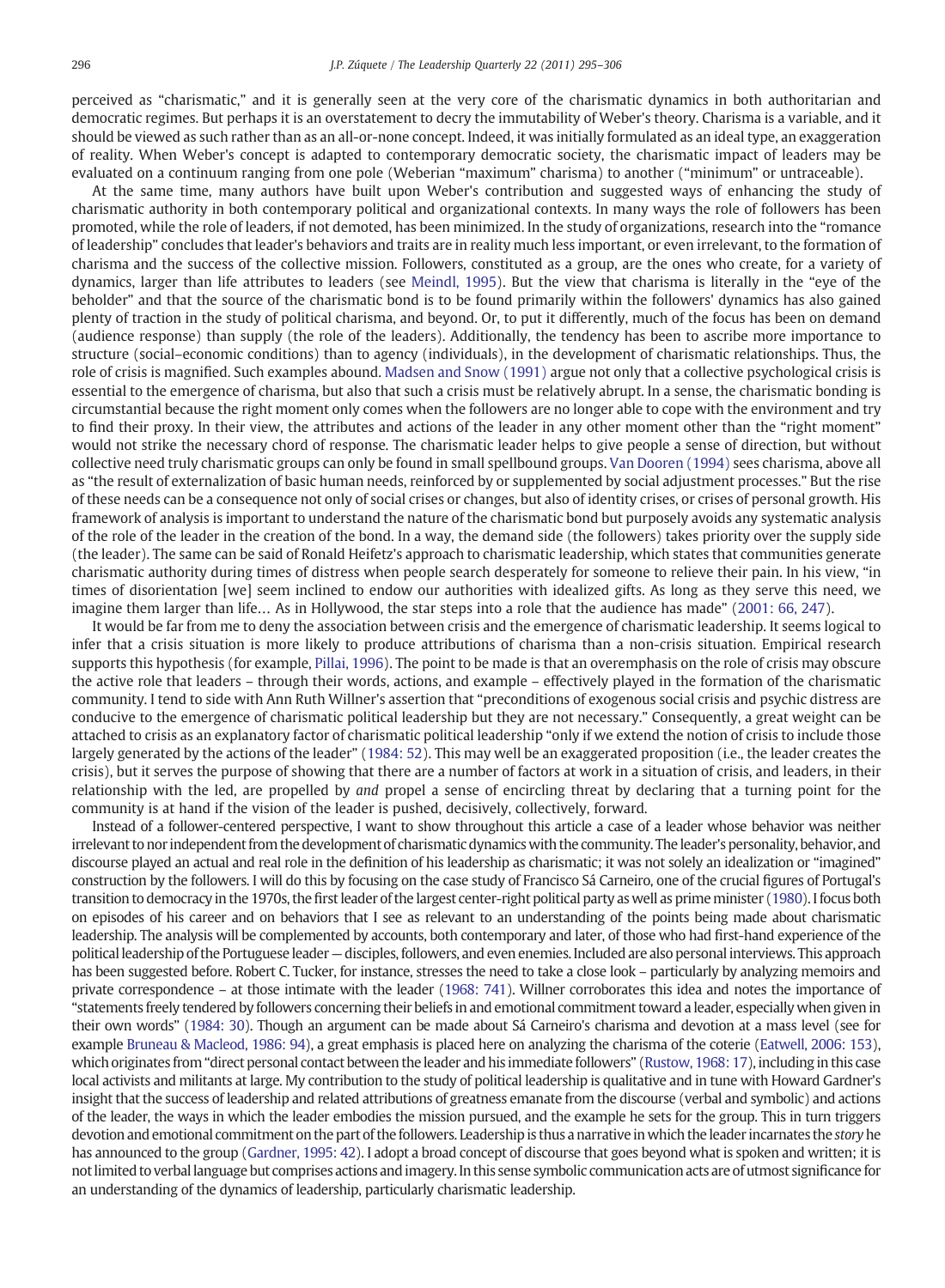perceived as "charismatic," and it is generally seen at the very core of the charismatic dynamics in both authoritarian and democratic regimes. But perhaps it is an overstatement to decry the immutability of Weber's theory. Charisma is a variable, and it should be viewed as such rather than as an all-or-none concept. Indeed, it was initially formulated as an ideal type, an exaggeration of reality. When Weber's concept is adapted to contemporary democratic society, the charismatic impact of leaders may be evaluated on a continuum ranging from one pole (Weberian "maximum" charisma) to another ("minimum" or untraceable).

At the same time, many authors have built upon Weber's contribution and suggested ways of enhancing the study of charismatic authority in both contemporary political and organizational contexts. In many ways the role of followers has been promoted, while the role of leaders, if not demoted, has been minimized. In the study of organizations, research into the "romance of leadership" concludes that leader's behaviors and traits are in reality much less important, or even irrelevant, to the formation of charisma and the success of the collective mission. Followers, constituted as a group, are the ones who create, for a variety of dynamics, larger than life attributes to leaders (see Meindl, 1995). But the view that charisma is literally in the "eye of the beholder" and that the source of the charismatic bond is to be found primarily within the followers' dynamics has also gained plenty of traction in the study of political charisma, and beyond. Or, to put it differently, much of the focus has been on demand (audience response) than supply (the role of the leaders). Additionally, the tendency has been to ascribe more importance to structure (social–economic conditions) than to agency (individuals), in the development of charismatic relationships. Thus, the role of crisis is magnified. Such examples abound. Madsen and Snow (1991) argue not only that a collective psychological crisis is essential to the emergence of charisma, but also that such a crisis must be relatively abrupt. In a sense, the charismatic bonding is circumstantial because the right moment only comes when the followers are no longer able to cope with the environment and try to find their proxy. In their view, the attributes and actions of the leader in any other moment other than the "right moment" would not strike the necessary chord of response. The charismatic leader helps to give people a sense of direction, but without collective need truly charismatic groups can only be found in small spellbound groups. Van Dooren (1994) sees charisma, above all as "the result of externalization of basic human needs, reinforced by or supplemented by social adjustment processes." But the rise of these needs can be a consequence not only of social crises or changes, but also of identity crises, or crises of personal growth. His framework of analysis is important to understand the nature of the charismatic bond but purposely avoids any systematic analysis of the role of the leader in the creation of the bond. In a way, the demand side (the followers) takes priority over the supply side (the leader). The same can be said of Ronald Heifetz's approach to charismatic leadership, which states that communities generate charismatic authority during times of distress when people search desperately for someone to relieve their pain. In his view, "in times of disorientation [we] seem inclined to endow our authorities with idealized gifts. As long as they serve this need, we imagine them larger than life… As in Hollywood, the star steps into a role that the audience has made" (2001: 66, 247).

It would be far from me to deny the association between crisis and the emergence of charismatic leadership. It seems logical to infer that a crisis situation is more likely to produce attributions of charisma than a non-crisis situation. Empirical research supports this hypothesis (for example, Pillai, 1996). The point to be made is that an overemphasis on the role of crisis may obscure the active role that leaders – through their words, actions, and example – effectively played in the formation of the charismatic community. I tend to side with Ann Ruth Willner's assertion that "preconditions of exogenous social crisis and psychic distress are conducive to the emergence of charismatic political leadership but they are not necessary." Consequently, a great weight can be attached to crisis as an explanatory factor of charismatic political leadership "only if we extend the notion of crisis to include those largely generated by the actions of the leader" (1984: 52). This may well be an exaggerated proposition (i.e., the leader creates the crisis), but it serves the purpose of showing that there are a number of factors at work in a situation of crisis, and leaders, in their relationship with the led, are propelled by *and* propel a sense of encircling threat by declaring that a turning point for the community is at hand if the vision of the leader is pushed, decisively, collectively, forward.

Instead of a follower-centered perspective, I want to show throughout this article a case of a leader whose behavior was neither irrelevant to nor independent from the development of charismatic dynamics with the community. The leader's personality, behavior, and discourse played an actual and real role in the definition of his leadership as charismatic; it was not solely an idealization or "imagined" construction by the followers. I will do this by focusing on the case study of Francisco Sá Carneiro, one of the crucial figures of Portugal's transition to democracy in the 1970s, the first leader of the largest center-right political party as well as prime minister (1980). I focus both on episodes of his career and on behaviors that I see as relevant to an understanding of the points being made about charismatic leadership. The analysis will be complemented by accounts, both contemporary and later, of those who had first-hand experience of the political leadership of the Portuguese leader — disciples, followers, and even enemies. Included are also personal interviews. This approach has been suggested before. Robert C. Tucker, for instance, stresses the need to take a close look – particularly by analyzing memoirs and private correspondence – at those intimate with the leader (1968: 741). Willner corroborates this idea and notes the importance of "statements freely tendered by followers concerning their beliefs in and emotional commitment toward a leader, especially when given in their own words" (1984: 30). Though an argument can be made about Sá Carneiro's charisma and devotion at a mass level (see for example Bruneau & Macleod, 1986: 94), a great emphasis is placed here on analyzing the charisma of the coterie (Eatwell, 2006: 153), which originates from "direct personal contact between the leader and his immediate followers" (Rustow, 1968: 17), including in this case local activists and militants at large. My contribution to the study of political leadership is qualitative and in tune with Howard Gardner's insight that the success of leadership and related attributions of greatness emanate from the discourse (verbal and symbolic) and actions of the leader, the ways in which the leader embodies the mission pursued, and the example he sets for the group. This in turn triggers devotion and emotional commitment on the part of the followers. Leadership is thus a narrative in which the leader incarnates the *story* he has announced to the group (Gardner, 1995: 42). I adopt a broad concept of discourse that goes beyond what is spoken and written; it is not limited to verbal language but comprises actions and imagery. In this sense symbolic communication acts are of utmost significance for an understanding of the dynamics of leadership, particularly charismatic leadership.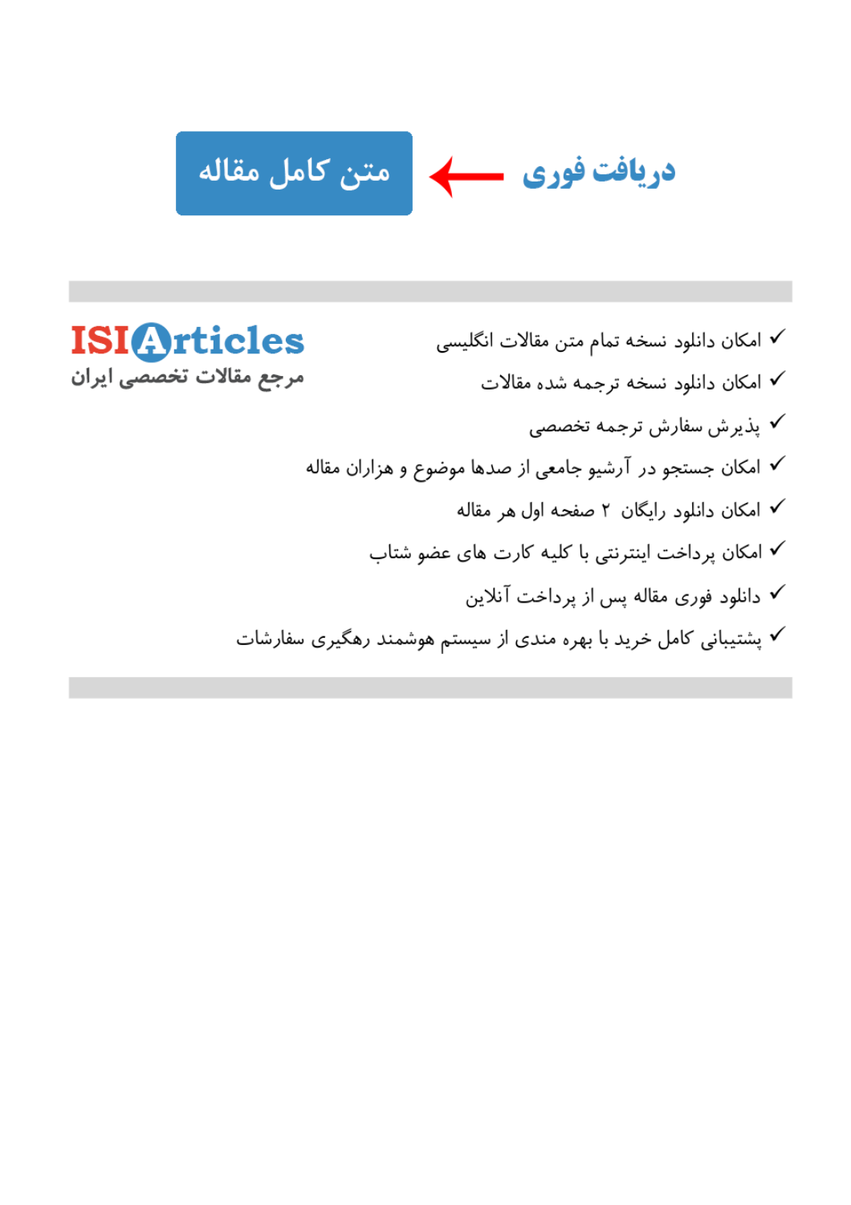دریافت فوری ← متن کامل مقاله

**ISIArticles**
مرجع مقالات تخصصی ایران

- ✓ امکان دانلود نسخه تمام متن مقالات انگلیسی
- ✓ امکان دانلود نسخه ترجمه شده مقالات
- ✓ پذیرش سفارش ترجمه تخصصی
- ✓ امکان جستجو در آرشیو جامعی از صدها موضوع و هزاران مقاله
- ✓ امکان دانلود رایگان ۲ صفحه اول هر مقاله
- ✓ امکان پرداخت اینترنتی با کلیه کارت های عضو شتاب
- ✓ دانلود فوری مقاله پس از پرداخت آنلاین
- ✓ پشتیبانی کامل خرید با بهره مندی از سیستم هوشمند رهگیری سفارشات